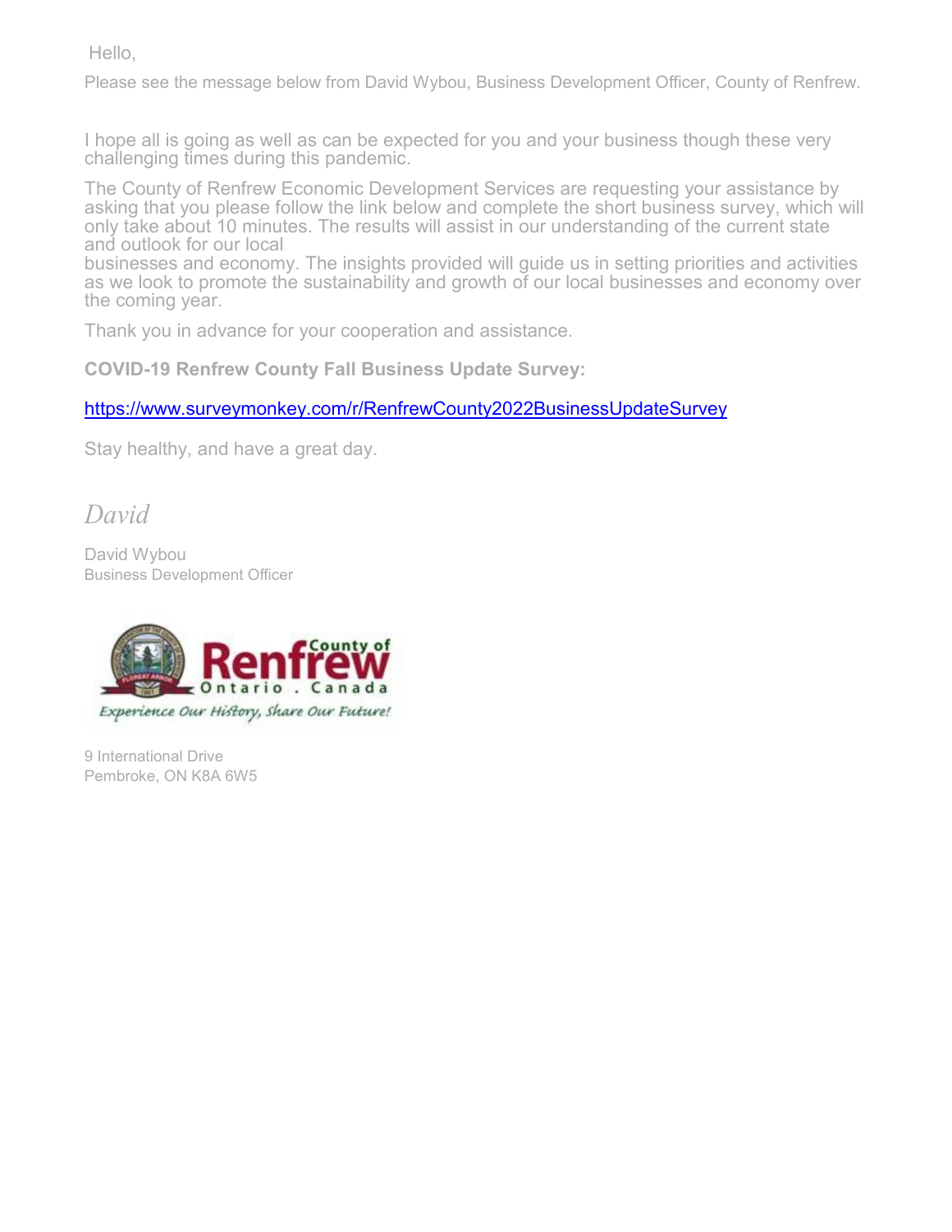Hello,

Please see the message below from David Wybou, Business Development Officer, County of Renfrew.

I hope all is going as well as can be expected for you and your business though these very challenging times during this pandemic.

The County of Renfrew Economic Development Services are requesting your assistance by asking that you please follow the link below and complete the short business survey, which will only take about 10 minutes. The results will assist in our understanding of the current state and outlook for our local businesses and economy. The insights provided will guide us in setting priorities and activities as we look to promote the sustainability and growth of our local businesses and economy over the coming year.

Thank you in advance for your cooperation and assistance.

**COVID-19 Renfrew County Fall Business Update Survey:**

https://www.surveymonkey.com/r/RenfrewCounty2022BusinessUpdateSurvey

Stay healthy, and have a great day.

*David*

David Wybou
Business Development Officer

County of Renfrew
Ontario . Canada
Experience Our History, Share Our Future!

9 International Drive
Pembroke, ON K8A 6W5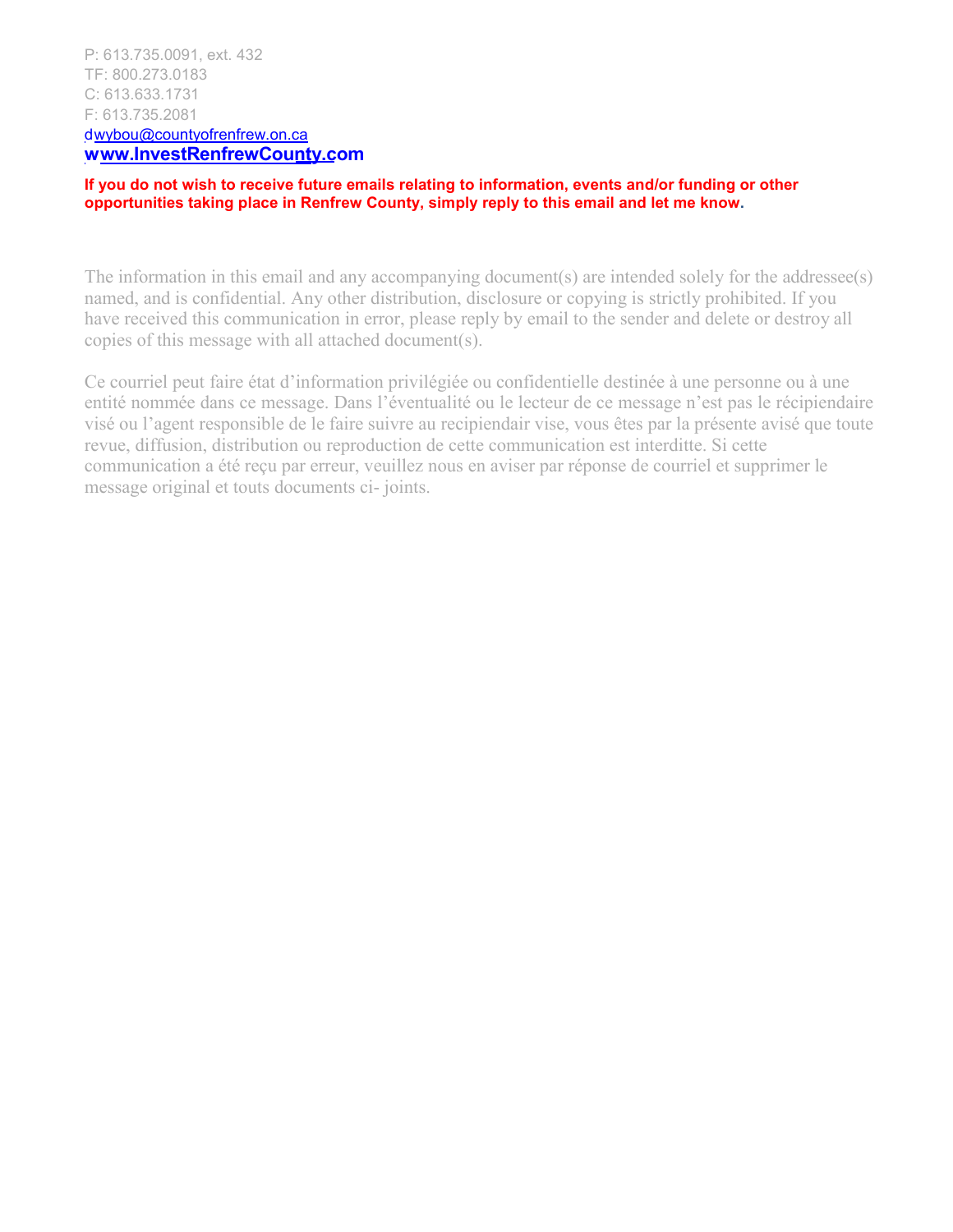P: 613.735.0091, ext. 432  
TF: 800.273.0183  
C: 613.633.1731  
F: 613.735.2081  
dwybou@countyofrenfrew.on.ca  
**www.InvestRenfrewCounty.com**

**If you do not wish to receive future emails relating to information, events and/or funding or other opportunities taking place in Renfrew County, simply reply to this email and let me know.**

The information in this email and any accompanying document(s) are intended solely for the addressee(s) named, and is confidential. Any other distribution, disclosure or copying is strictly prohibited. If you have received this communication in error, please reply by email to the sender and delete or destroy all copies of this message with all attached document(s).

Ce courriel peut faire état d'information privilégiée ou confidentielle destinée à une personne ou à une entité nommée dans ce message. Dans l'éventualité ou le lecteur de ce message n'est pas le récipiendaire visé ou l'agent responsible de le faire suivre au recipiendair vise, vous êtes par la présente avisé que toute revue, diffusion, distribution ou reproduction de cette communication est interditte. Si cette communication a été reçu par erreur, veuillez nous en aviser par réponse de courriel et supprimer le message original et touts documents ci- joints.